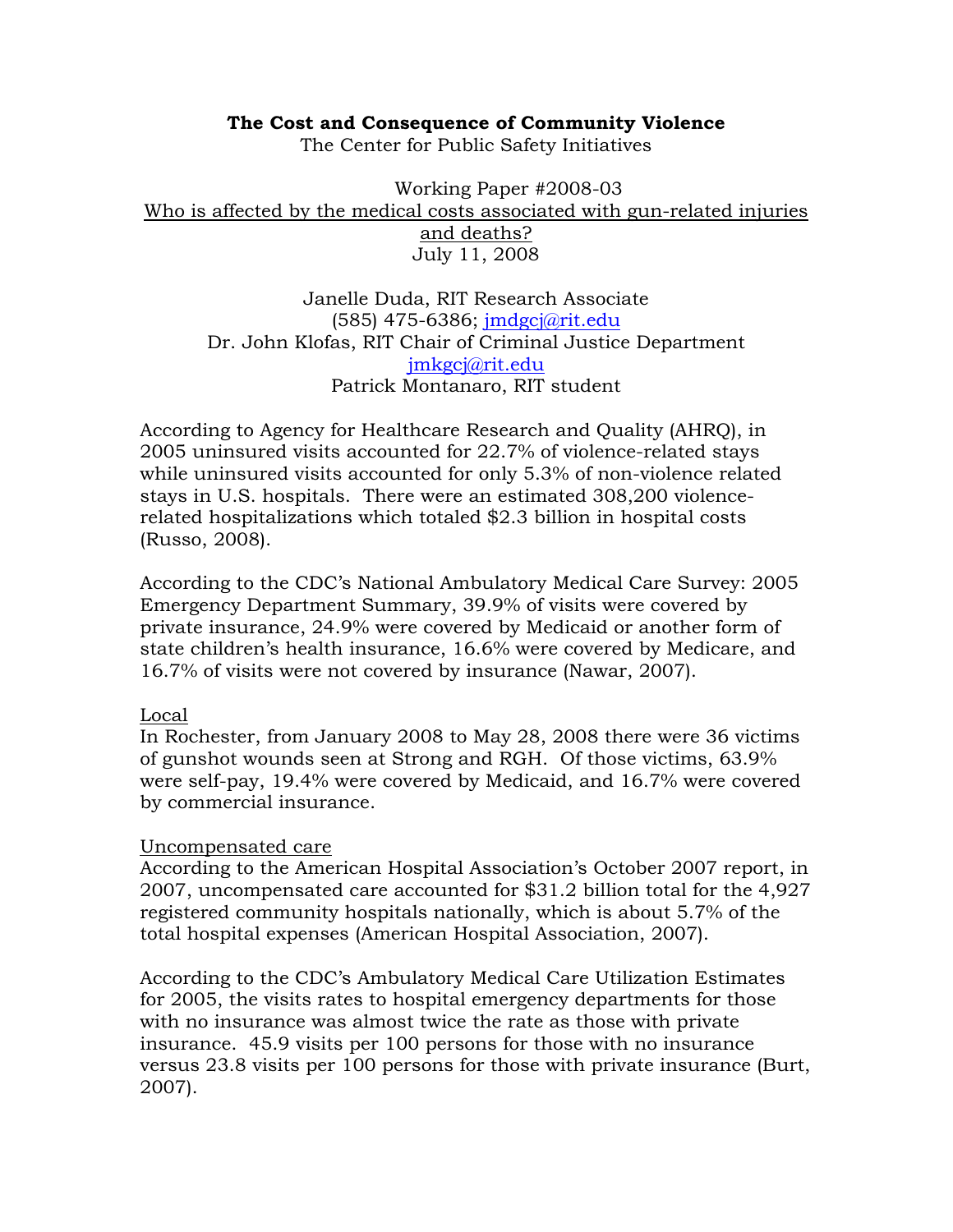# The Cost and Consequence of Community Violence

The Center for Public Safety Initiatives

Working Paper #2008-03

Who is affected by the medical costs associated with gun-related injuries and deaths?

July 11, 2008

Janelle Duda, RIT Research Associate
(585) 475-6386; jmdgcj@rit.edu
Dr. John Klofas, RIT Chair of Criminal Justice Department
jmkgcj@rit.edu
Patrick Montanaro, RIT student

According to Agency for Healthcare Research and Quality (AHRQ), in 2005 uninsured visits accounted for 22.7% of violence-related stays while uninsured visits accounted for only 5.3% of non-violence related stays in U.S. hospitals. There were an estimated 308,200 violence-related hospitalizations which totaled $2.3 billion in hospital costs (Russo, 2008).

According to the CDC's National Ambulatory Medical Care Survey: 2005 Emergency Department Summary, 39.9% of visits were covered by private insurance, 24.9% were covered by Medicaid or another form of state children's health insurance, 16.6% were covered by Medicare, and 16.7% of visits were not covered by insurance (Nawar, 2007).

## Local

In Rochester, from January 2008 to May 28, 2008 there were 36 victims of gunshot wounds seen at Strong and RGH. Of those victims, 63.9% were self-pay, 19.4% were covered by Medicaid, and 16.7% were covered by commercial insurance.

## Uncompensated care

According to the American Hospital Association's October 2007 report, in 2007, uncompensated care accounted for $31.2 billion total for the 4,927 registered community hospitals nationally, which is about 5.7% of the total hospital expenses (American Hospital Association, 2007).

According to the CDC's Ambulatory Medical Care Utilization Estimates for 2005, the visits rates to hospital emergency departments for those with no insurance was almost twice the rate as those with private insurance. 45.9 visits per 100 persons for those with no insurance versus 23.8 visits per 100 persons for those with private insurance (Burt, 2007).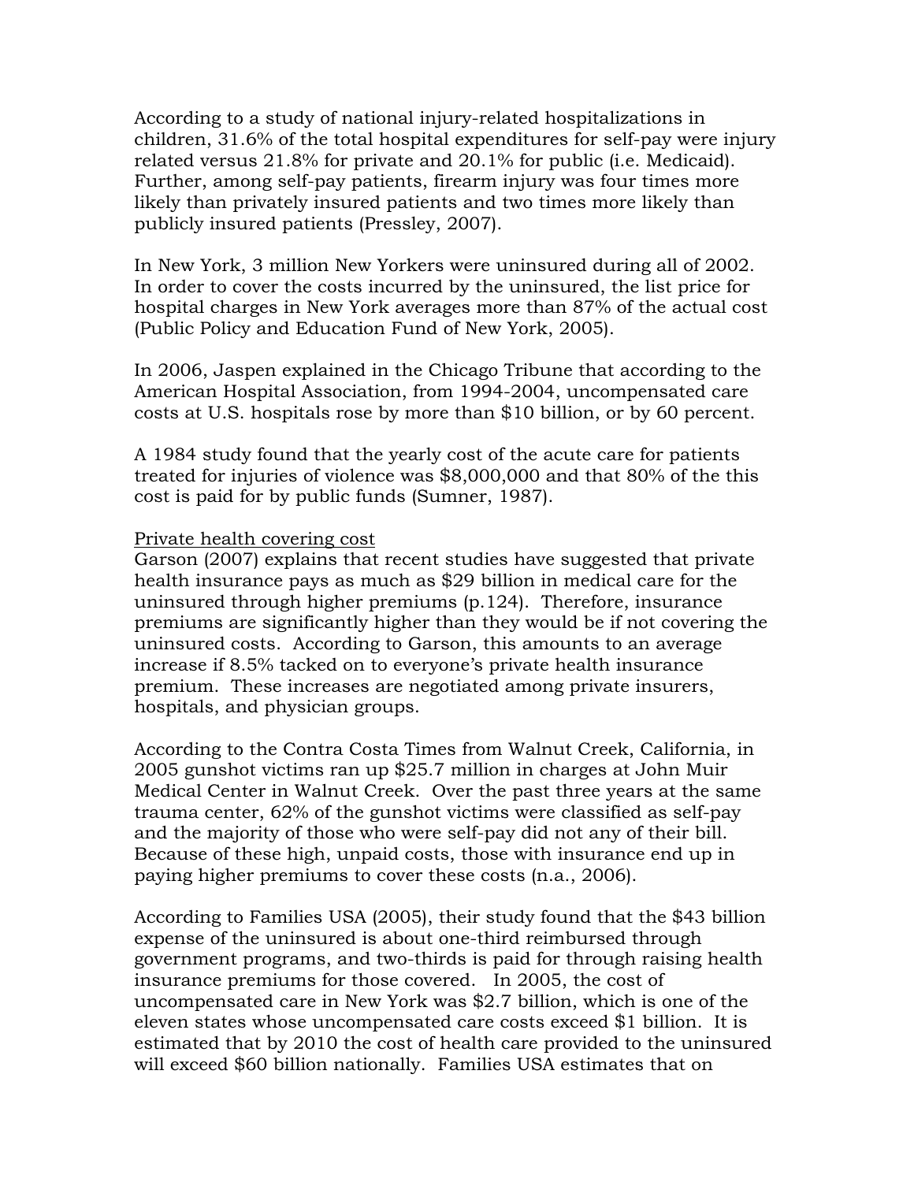According to a study of national injury-related hospitalizations in children, 31.6% of the total hospital expenditures for self-pay were injury related versus 21.8% for private and 20.1% for public (i.e. Medicaid). Further, among self-pay patients, firearm injury was four times more likely than privately insured patients and two times more likely than publicly insured patients (Pressley, 2007).

In New York, 3 million New Yorkers were uninsured during all of 2002. In order to cover the costs incurred by the uninsured, the list price for hospital charges in New York averages more than 87% of the actual cost (Public Policy and Education Fund of New York, 2005).

In 2006, Jaspen explained in the Chicago Tribune that according to the American Hospital Association, from 1994-2004, uncompensated care costs at U.S. hospitals rose by more than $10 billion, or by 60 percent.

A 1984 study found that the yearly cost of the acute care for patients treated for injuries of violence was $8,000,000 and that 80% of the this cost is paid for by public funds (Sumner, 1987).

<u>Private health covering cost</u>
Garson (2007) explains that recent studies have suggested that private health insurance pays as much as $29 billion in medical care for the uninsured through higher premiums (p.124). Therefore, insurance premiums are significantly higher than they would be if not covering the uninsured costs. According to Garson, this amounts to an average increase if 8.5% tacked on to everyone's private health insurance premium. These increases are negotiated among private insurers, hospitals, and physician groups.

According to the Contra Costa Times from Walnut Creek, California, in 2005 gunshot victims ran up $25.7 million in charges at John Muir Medical Center in Walnut Creek. Over the past three years at the same trauma center, 62% of the gunshot victims were classified as self-pay and the majority of those who were self-pay did not any of their bill. Because of these high, unpaid costs, those with insurance end up in paying higher premiums to cover these costs (n.a., 2006).

According to Families USA (2005), their study found that the $43 billion expense of the uninsured is about one-third reimbursed through government programs, and two-thirds is paid for through raising health insurance premiums for those covered. In 2005, the cost of uncompensated care in New York was $2.7 billion, which is one of the eleven states whose uncompensated care costs exceed $1 billion. It is estimated that by 2010 the cost of health care provided to the uninsured will exceed $60 billion nationally. Families USA estimates that on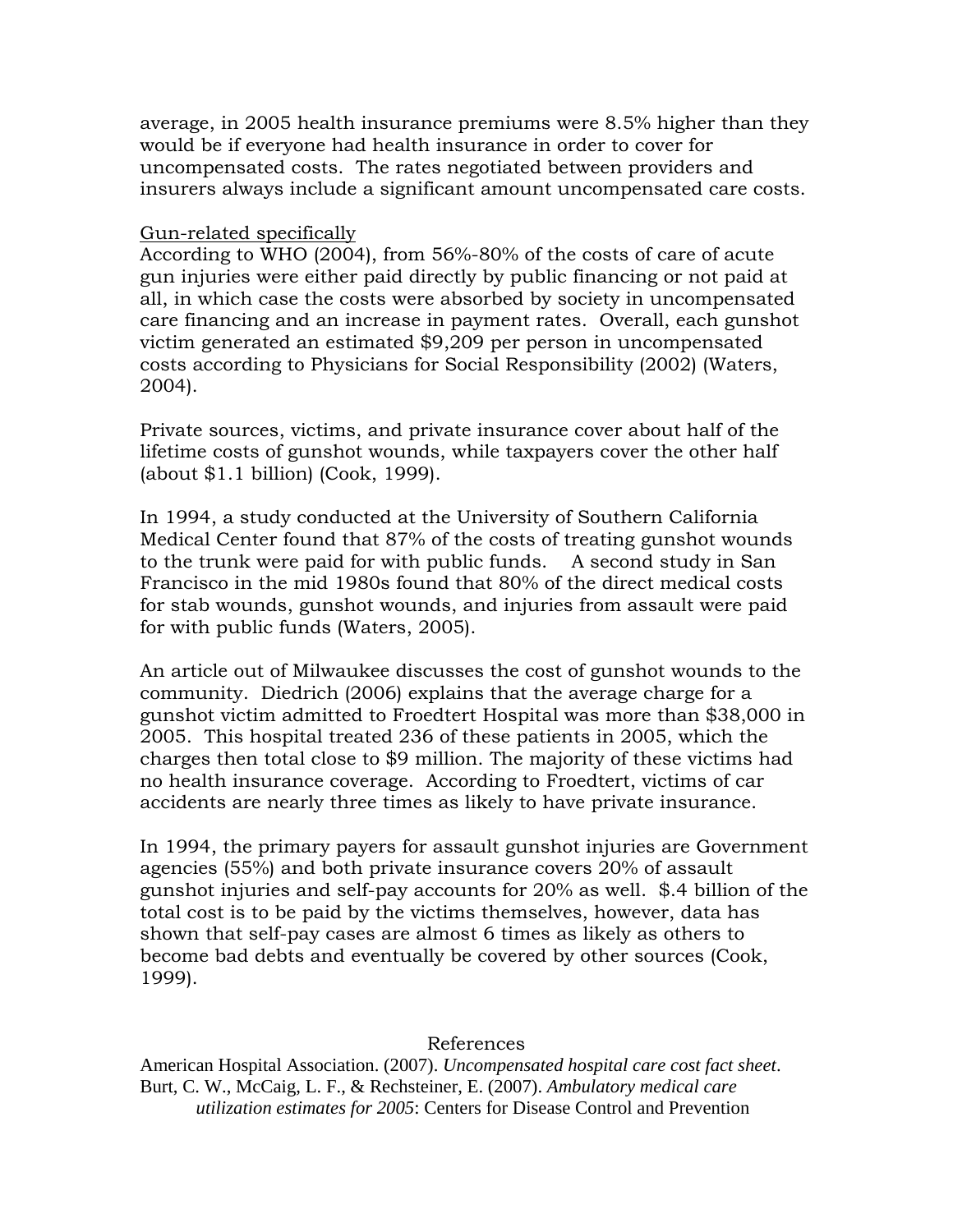average, in 2005 health insurance premiums were 8.5% higher than they would be if everyone had health insurance in order to cover for uncompensated costs. The rates negotiated between providers and insurers always include a significant amount uncompensated care costs.

<u>Gun-related specifically</u>

According to WHO (2004), from 56%-80% of the costs of care of acute gun injuries were either paid directly by public financing or not paid at all, in which case the costs were absorbed by society in uncompensated care financing and an increase in payment rates. Overall, each gunshot victim generated an estimated $9,209 per person in uncompensated costs according to Physicians for Social Responsibility (2002) (Waters, 2004).

Private sources, victims, and private insurance cover about half of the lifetime costs of gunshot wounds, while taxpayers cover the other half (about $1.1 billion) (Cook, 1999).

In 1994, a study conducted at the University of Southern California Medical Center found that 87% of the costs of treating gunshot wounds to the trunk were paid for with public funds. A second study in San Francisco in the mid 1980s found that 80% of the direct medical costs for stab wounds, gunshot wounds, and injuries from assault were paid for with public funds (Waters, 2005).

An article out of Milwaukee discusses the cost of gunshot wounds to the community. Diedrich (2006) explains that the average charge for a gunshot victim admitted to Froedtert Hospital was more than $38,000 in 2005. This hospital treated 236 of these patients in 2005, which the charges then total close to $9 million. The majority of these victims had no health insurance coverage. According to Froedtert, victims of car accidents are nearly three times as likely to have private insurance.

In 1994, the primary payers for assault gunshot injuries are Government agencies (55%) and both private insurance covers 20% of assault gunshot injuries and self-pay accounts for 20% as well. $.4 billion of the total cost is to be paid by the victims themselves, however, data has shown that self-pay cases are almost 6 times as likely as others to become bad debts and eventually be covered by other sources (Cook, 1999).

## References

American Hospital Association. (2007). *Uncompensated hospital care cost fact sheet*.

Burt, C. W., McCaig, L. F., & Rechsteiner, E. (2007). *Ambulatory medical care utilization estimates for 2005*: Centers for Disease Control and Prevention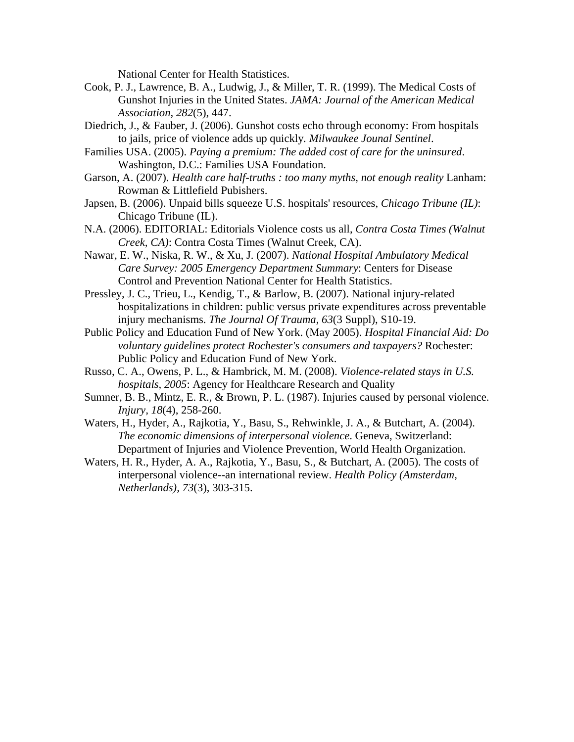National Center for Health Statistices.

Cook, P. J., Lawrence, B. A., Ludwig, J., & Miller, T. R. (1999). The Medical Costs of Gunshot Injuries in the United States. *JAMA: Journal of the American Medical Association, 282*(5), 447.

Diedrich, J., & Fauber, J. (2006). Gunshot costs echo through economy: From hospitals to jails, price of violence adds up quickly. *Milwaukee Jounal Sentinel*.

Families USA. (2005). *Paying a premium: The added cost of care for the uninsured*. Washington, D.C.: Families USA Foundation.

Garson, A. (2007). *Health care half-truths : too many myths, not enough reality* Lanham: Rowman & Littlefield Pubishers.

Japsen, B. (2006). Unpaid bills squeeze U.S. hospitals' resources, *Chicago Tribune (IL)*: Chicago Tribune (IL).

N.A. (2006). EDITORIAL: Editorials Violence costs us all, *Contra Costa Times (Walnut Creek, CA)*: Contra Costa Times (Walnut Creek, CA).

Nawar, E. W., Niska, R. W., & Xu, J. (2007). *National Hospital Ambulatory Medical Care Survey: 2005 Emergency Department Summary*: Centers for Disease Control and Prevention National Center for Health Statistics.

Pressley, J. C., Trieu, L., Kendig, T., & Barlow, B. (2007). National injury-related hospitalizations in children: public versus private expenditures across preventable injury mechanisms. *The Journal Of Trauma, 63*(3 Suppl), S10-19.

Public Policy and Education Fund of New York. (May 2005). *Hospital Financial Aid: Do voluntary guidelines protect Rochester's consumers and taxpayers?* Rochester: Public Policy and Education Fund of New York.

Russo, C. A., Owens, P. L., & Hambrick, M. M. (2008). *Violence-related stays in U.S. hospitals, 2005*: Agency for Healthcare Research and Quality

Sumner, B. B., Mintz, E. R., & Brown, P. L. (1987). Injuries caused by personal violence. *Injury, 18*(4), 258-260.

Waters, H., Hyder, A., Rajkotia, Y., Basu, S., Rehwinkle, J. A., & Butchart, A. (2004). *The economic dimensions of interpersonal violence*. Geneva, Switzerland: Department of Injuries and Violence Prevention, World Health Organization.

Waters, H. R., Hyder, A. A., Rajkotia, Y., Basu, S., & Butchart, A. (2005). The costs of interpersonal violence--an international review. *Health Policy (Amsterdam, Netherlands), 73*(3), 303-315.